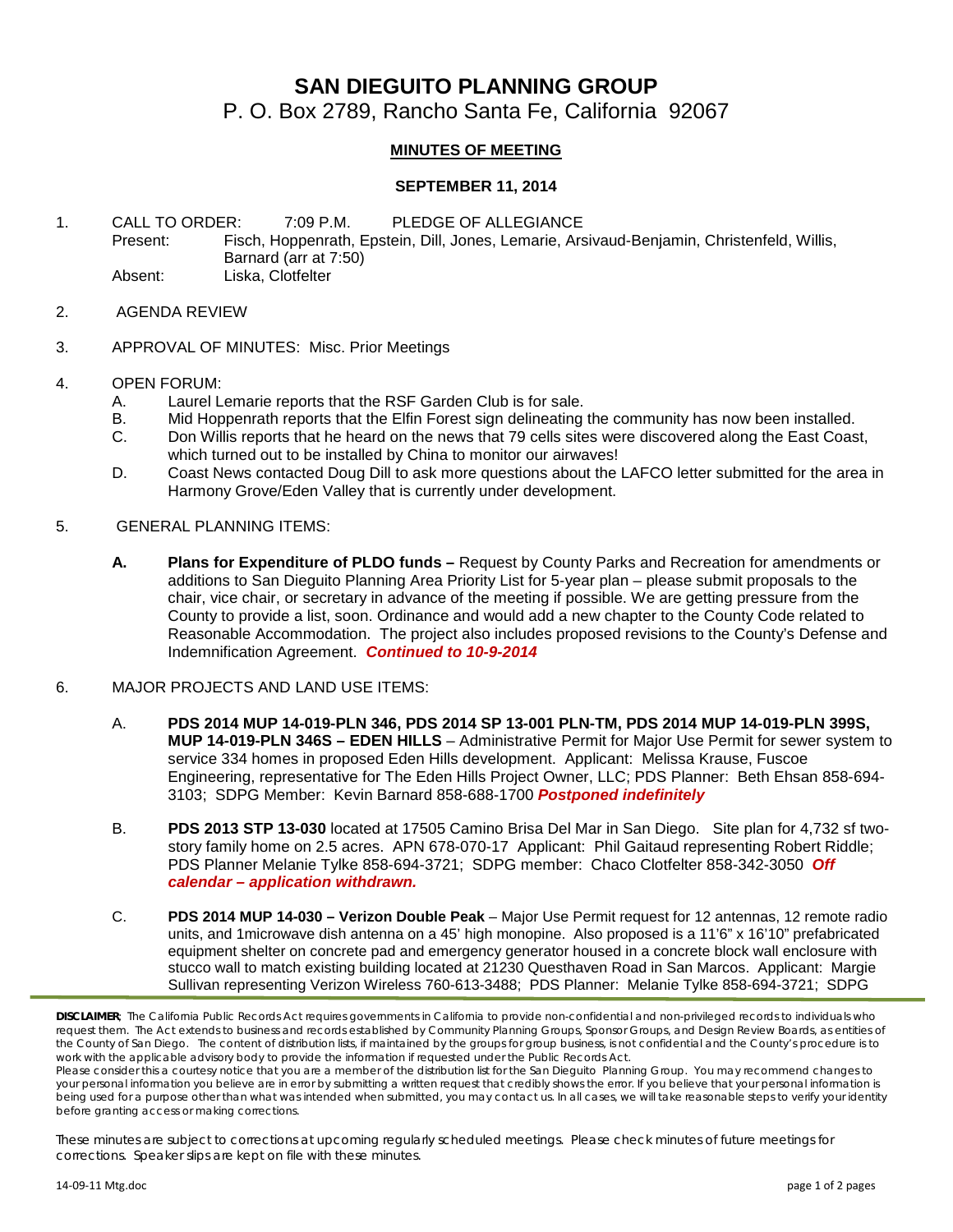# SAN DIEGUITO PLANNING GROUP

P. O. Box 2789, Rancho Santa Fe, California 92067

## MINUTES OF MEETING

### SEPTEMBER 11, 2014

1. CALL TO ORDER: 7:09 P.M. PLEDGE OF ALLEGIANCE

   Present: Fisch, Hoppenrath, Epstein, Dill, Jones, Lemarie, Arsivaud-Benjamin, Christenfeld, Willis, Barnard (arr at 7:50)

   Absent: Liska, Clotfelter

2. AGENDA REVIEW

3. APPROVAL OF MINUTES: Misc. Prior Meetings

4. OPEN FORUM:
   - A. Laurel Lemarie reports that the RSF Garden Club is for sale.
   - B. Mid Hoppenrath reports that the Elfin Forest sign delineating the community has now been installed.
   - C. Don Willis reports that he heard on the news that 79 cells sites were discovered along the East Coast, which turned out to be installed by China to monitor our airwaves!
   - D. Coast News contacted Doug Dill to ask more questions about the LAFCO letter submitted for the area in Harmony Grove/Eden Valley that is currently under development.

5. GENERAL PLANNING ITEMS:
   - **A. Plans for Expenditure of PLDO funds –** Request by County Parks and Recreation for amendments or additions to San Dieguito Planning Area Priority List for 5-year plan – please submit proposals to the chair, vice chair, or secretary in advance of the meeting if possible. We are getting pressure from the County to provide a list, soon. Ordinance and would add a new chapter to the County Code related to Reasonable Accommodation. The project also includes proposed revisions to the County's Defense and Indemnification Agreement. ***Continued to 10-9-2014***

6. MAJOR PROJECTS AND LAND USE ITEMS:
   - A. **PDS 2014 MUP 14-019-PLN 346, PDS 2014 SP 13-001 PLN-TM, PDS 2014 MUP 14-019-PLN 399S, MUP 14-019-PLN 346S – EDEN HILLS** – Administrative Permit for Major Use Permit for sewer system to service 334 homes in proposed Eden Hills development. Applicant: Melissa Krause, Fuscoe Engineering, representative for The Eden Hills Project Owner, LLC; PDS Planner: Beth Ehsan 858-694-3103; SDPG Member: Kevin Barnard 858-688-1700 ***Postponed indefinitely***
   - B. **PDS 2013 STP 13-030** located at 17505 Camino Brisa Del Mar in San Diego. Site plan for 4,732 sf two-story family home on 2.5 acres. APN 678-070-17 Applicant: Phil Gaitaud representing Robert Riddle; PDS Planner Melanie Tylke 858-694-3721; SDPG member: Chaco Clotfelter 858-342-3050 ***Off calendar – application withdrawn.***
   - C. **PDS 2014 MUP 14-030 – Verizon Double Peak** – Major Use Permit request for 12 antennas, 12 remote radio units, and 1microwave dish antenna on a 45' high monopine. Also proposed is a 11'6" x 16'10" prefabricated equipment shelter on concrete pad and emergency generator housed in a concrete block wall enclosure with stucco wall to match existing building located at 21230 Questhaven Road in San Marcos. Applicant: Margie Sullivan representing Verizon Wireless 760-613-3488; PDS Planner: Melanie Tylke 858-694-3721; SDPG

**DISCLAIMER**; The California Public Records Act requires governments in California to provide non-confidential and non-privileged records to individuals who request them. The Act extends to business and records established by Community Planning Groups, Sponsor Groups, and Design Review Boards, as entities of the County of San Diego. The content of distribution lists, if maintained by the groups for group business, is not confidential and the County's procedure is to work with the applicable advisory body to provide the information if requested under the Public Records Act.

Please consider this a courtesy notice that you are a member of the distribution list for the San Dieguito Planning Group. You may recommend changes to your personal information you believe are in error by submitting a written request that credibly shows the error. If you believe that your personal information is being used for a purpose other than what was intended when submitted, you may contact us. In all cases, we will take reasonable steps to verify your identity before granting access or making corrections.

These minutes are subject to corrections at upcoming regularly scheduled meetings. Please check minutes of future meetings for corrections. Speaker slips are kept on file with these minutes.

14-09-11 Mtg.doc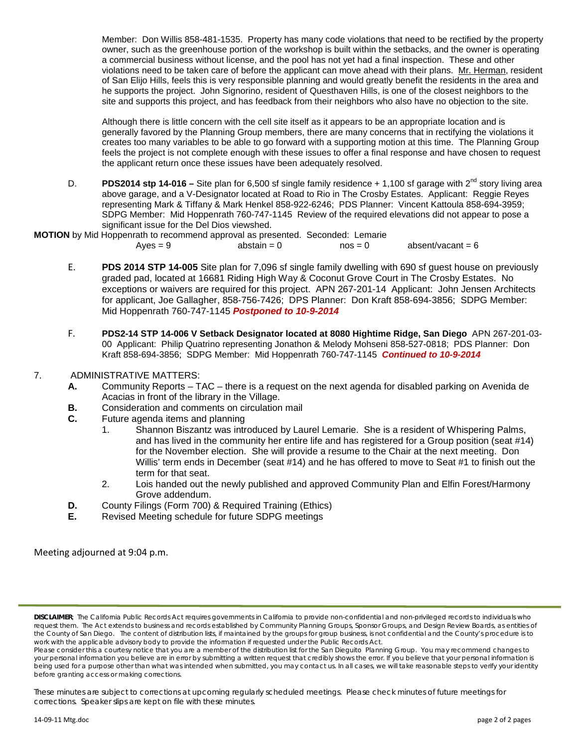Member: Don Willis 858-481-1535. Property has many code violations that need to be rectified by the property owner, such as the greenhouse portion of the workshop is built within the setbacks, and the owner is operating a commercial business without license, and the pool has not yet had a final inspection. These and other violations need to be taken care of before the applicant can move ahead with their plans. Mr. Herman, resident of San Elijo Hills, feels this is very responsible planning and would greatly benefit the residents in the area and he supports the project. John Signorino, resident of Questhaven Hills, is one of the closest neighbors to the site and supports this project, and has feedback from their neighbors who also have no objection to the site.

Although there is little concern with the cell site itself as it appears to be an appropriate location and is generally favored by the Planning Group members, there are many concerns that in rectifying the violations it creates too many variables to be able to go forward with a supporting motion at this time. The Planning Group feels the project is not complete enough with these issues to offer a final response and have chosen to request the applicant return once these issues have been adequately resolved.

D. **PDS2014 stp 14-016 –** Site plan for 6,500 sf single family residence + 1,100 sf garage with 2nd story living area above garage, and a V-Designator located at Road to Rio in The Crosby Estates. Applicant: Reggie Reyes representing Mark & Tiffany & Mark Henkel 858-922-6246; PDS Planner: Vincent Kattoula 858-694-3959; SDPG Member: Mid Hoppenrath 760-747-1145 Review of the required elevations did not appear to pose a significant issue for the Del Dios viewshed.

**MOTION** by Mid Hoppenrath to recommend approval as presented. Seconded: Lemarie

Ayes = 9 abstain = 0 nos = 0 absent/vacant = 6

E. **PDS 2014 STP 14-005** Site plan for 7,096 sf single family dwelling with 690 sf guest house on previously graded pad, located at 16681 Riding High Way & Coconut Grove Court in The Crosby Estates. No exceptions or waivers are required for this project. APN 267-201-14 Applicant: John Jensen Architects for applicant, Joe Gallagher, 858-756-7426; DPS Planner: Don Kraft 858-694-3856; SDPG Member: Mid Hoppenrath 760-747-1145 ***Postponed to 10-9-2014***

F. **PDS2-14 STP 14-006 V Setback Designator located at 8080 Hightime Ridge, San Diego** APN 267-201-03-00 Applicant: Philip Quatrino representing Jonathon & Melody Mohseni 858-527-0818; PDS Planner: Don Kraft 858-694-3856; SDPG Member: Mid Hoppenrath 760-747-1145 ***Continued to 10-9-2014***

7. ADMINISTRATIVE MATTERS:
   - **A.** Community Reports – TAC – there is a request on the next agenda for disabled parking on Avenida de Acacias in front of the library in the Village.
   - **B.** Consideration and comments on circulation mail
   - **C.** Future agenda items and planning
     1. Shannon Biszantz was introduced by Laurel Lemarie. She is a resident of Whispering Palms, and has lived in the community her entire life and has registered for a Group position (seat #14) for the November election. She will provide a resume to the Chair at the next meeting. Don Willis' term ends in December (seat #14) and he has offered to move to Seat #1 to finish out the term for that seat.
     2. Lois handed out the newly published and approved Community Plan and Elfin Forest/Harmony Grove addendum.
   - **D.** County Filings (Form 700) & Required Training (Ethics)
   - **E.** Revised Meeting schedule for future SDPG meetings

Meeting adjourned at 9:04 p.m.

---

**DISCLAIMER**; The California Public Records Act requires governments in California to provide non-confidential and non-privileged records to individuals who request them. The Act extends to business and records established by Community Planning Groups, Sponsor Groups, and Design Review Boards, as entities of the County of San Diego. The content of distribution lists, if maintained by the groups for group business, is not confidential and the County's procedure is to work with the applicable advisory body to provide the information if requested under the Public Records Act.
Please consider this a courtesy notice that you are a member of the distribution list for the San Dieguito Planning Group. You may recommend changes to your personal information you believe are in error by submitting a written request that credibly shows the error. If you believe that your personal information is being used for a purpose other than what was intended when submitted, you may contact us. In all cases, we will take reasonable steps to verify your identity before granting access or making corrections.

These minutes are subject to corrections at upcoming regularly scheduled meetings. Please check minutes of future meetings for corrections. Speaker slips are kept on file with these minutes.

14-09-11 Mtg.doc